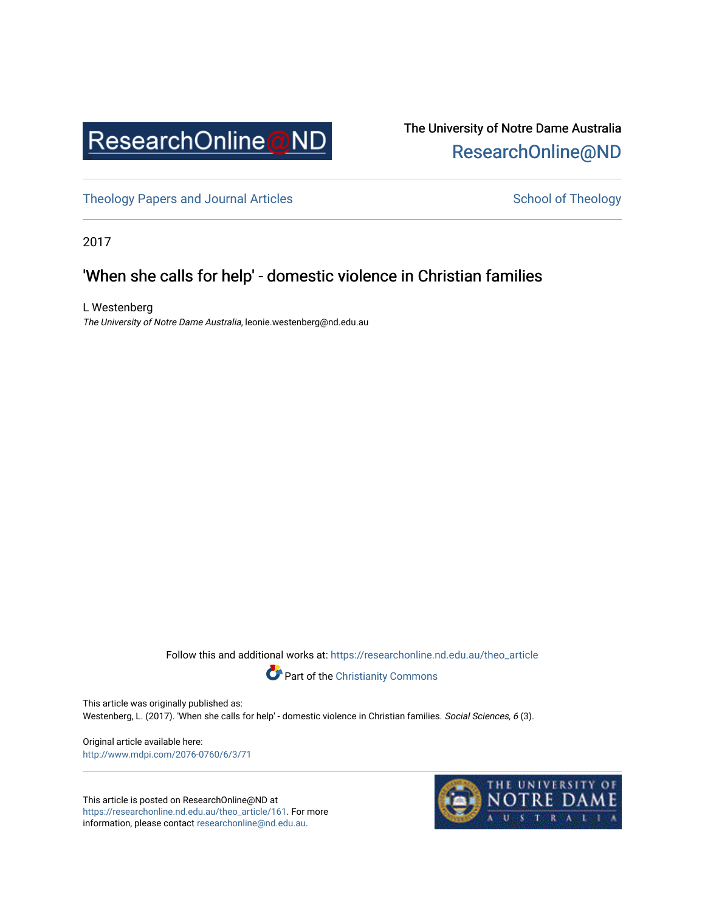The University of Notre Dame Australia
ResearchOnline@ND

Theology Papers and Journal Articles

School of Theology

2017

# 'When she calls for help' - domestic violence in Christian families

L Westenberg
*The University of Notre Dame Australia*, leonie.westenberg@nd.edu.au

Follow this and additional works at: https://researchonline.nd.edu.au/theo_article

Part of the Christianity Commons

This article was originally published as:
Westenberg, L. (2017). 'When she calls for help' - domestic violence in Christian families. *Social Sciences, 6* (3).

Original article available here:
http://www.mdpi.com/2076-0760/6/3/71

This article is posted on ResearchOnline@ND at https://researchonline.nd.edu.au/theo_article/161. For more information, please contact researchonline@nd.edu.au.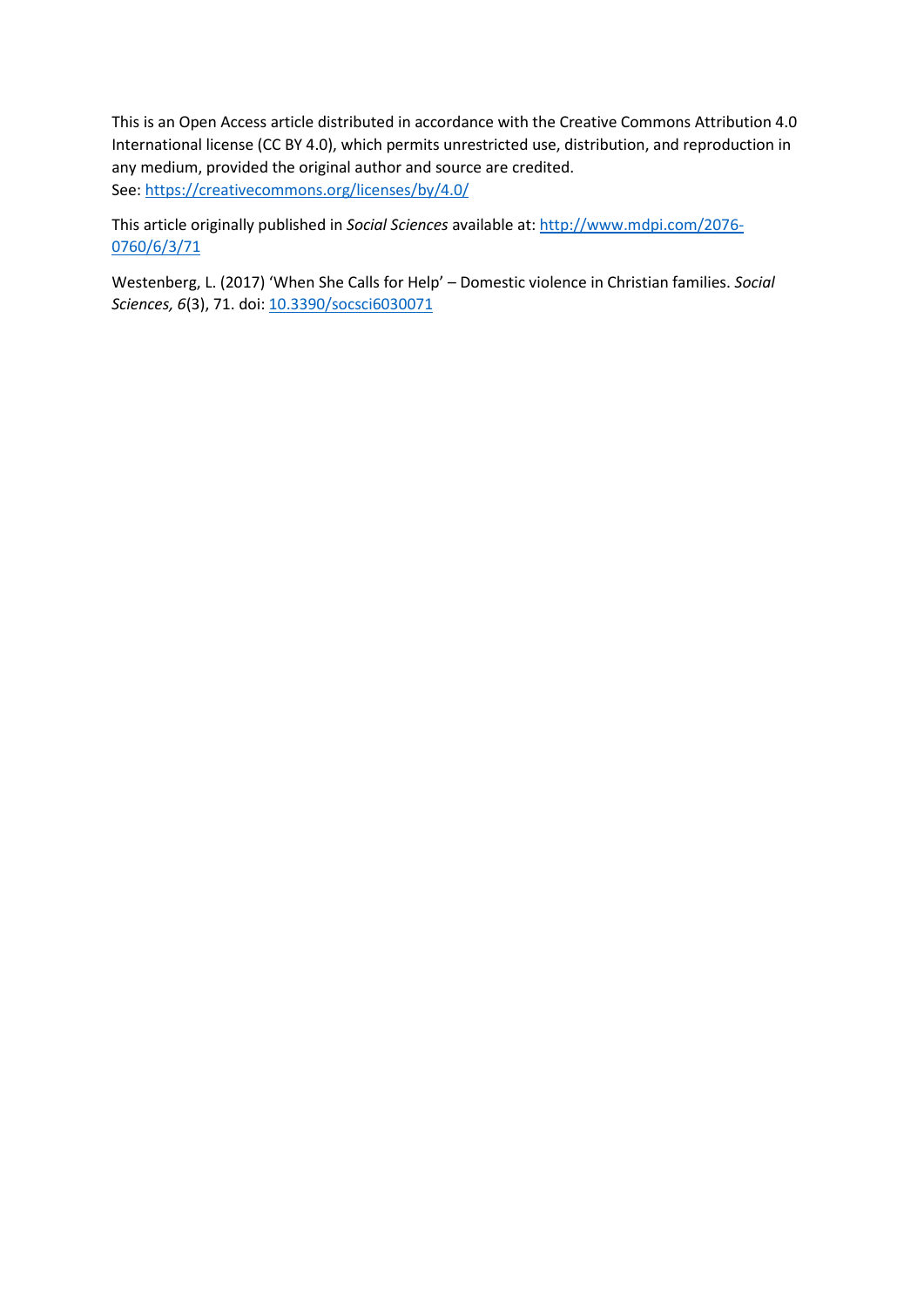This is an Open Access article distributed in accordance with the Creative Commons Attribution 4.0 International license (CC BY 4.0), which permits unrestricted use, distribution, and reproduction in any medium, provided the original author and source are credited.
See: https://creativecommons.org/licenses/by/4.0/

This article originally published in *Social Sciences* available at: http://www.mdpi.com/2076-0760/6/3/71

Westenberg, L. (2017) 'When She Calls for Help' – Domestic violence in Christian families. *Social Sciences, 6*(3), 71. doi: 10.3390/socsci6030071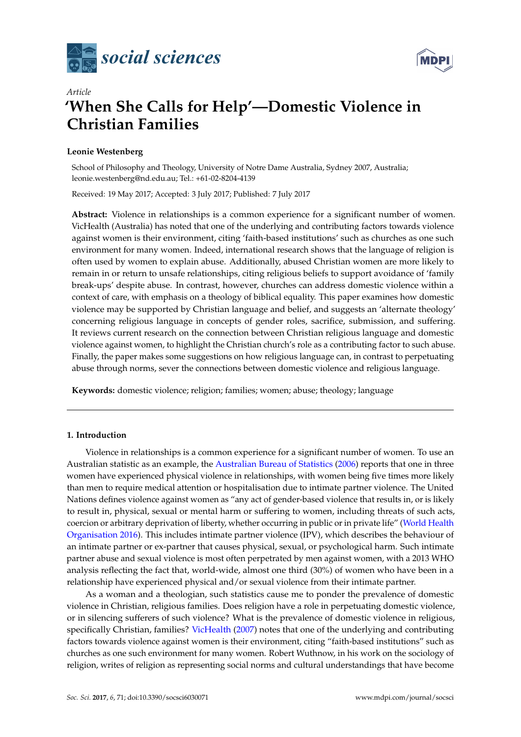# 'When She Calls for Help'—Domestic Violence in Christian Families

**Leonie Westenberg**

School of Philosophy and Theology, University of Notre Dame Australia, Sydney 2007, Australia; leonie.westenberg@nd.edu.au; Tel.: +61-02-8204-4139

Received: 19 May 2017; Accepted: 3 July 2017; Published: 7 July 2017

**Abstract:** Violence in relationships is a common experience for a significant number of women. VicHealth (Australia) has noted that one of the underlying and contributing factors towards violence against women is their environment, citing 'faith-based institutions' such as churches as one such environment for many women. Indeed, international research shows that the language of religion is often used by women to explain abuse. Additionally, abused Christian women are more likely to remain in or return to unsafe relationships, citing religious beliefs to support avoidance of 'family break-ups' despite abuse. In contrast, however, churches can address domestic violence within a context of care, with emphasis on a theology of biblical equality. This paper examines how domestic violence may be supported by Christian language and belief, and suggests an 'alternate theology' concerning religious language in concepts of gender roles, sacrifice, submission, and suffering. It reviews current research on the connection between Christian religious language and domestic violence against women, to highlight the Christian church's role as a contributing factor to such abuse. Finally, the paper makes some suggestions on how religious language can, in contrast to perpetuating abuse through norms, sever the connections between domestic violence and religious language.

**Keywords:** domestic violence; religion; families; women; abuse; theology; language

---

## 1. Introduction

Violence in relationships is a common experience for a significant number of women. To use an Australian statistic as an example, the Australian Bureau of Statistics (2006) reports that one in three women have experienced physical violence in relationships, with women being five times more likely than men to require medical attention or hospitalisation due to intimate partner violence. The United Nations defines violence against women as "any act of gender-based violence that results in, or is likely to result in, physical, sexual or mental harm or suffering to women, including threats of such acts, coercion or arbitrary deprivation of liberty, whether occurring in public or in private life" (World Health Organisation 2016). This includes intimate partner violence (IPV), which describes the behaviour of an intimate partner or ex-partner that causes physical, sexual, or psychological harm. Such intimate partner abuse and sexual violence is most often perpetrated by men against women, with a 2013 WHO analysis reflecting the fact that, world-wide, almost one third (30%) of women who have been in a relationship have experienced physical and/or sexual violence from their intimate partner.

As a woman and a theologian, such statistics cause me to ponder the prevalence of domestic violence in Christian, religious families. Does religion have a role in perpetuating domestic violence, or in silencing sufferers of such violence? What is the prevalence of domestic violence in religious, specifically Christian, families? VicHealth (2007) notes that one of the underlying and contributing factors towards violence against women is their environment, citing "faith-based institutions" such as churches as one such environment for many women. Robert Wuthnow, in his work on the sociology of religion, writes of religion as representing social norms and cultural understandings that have become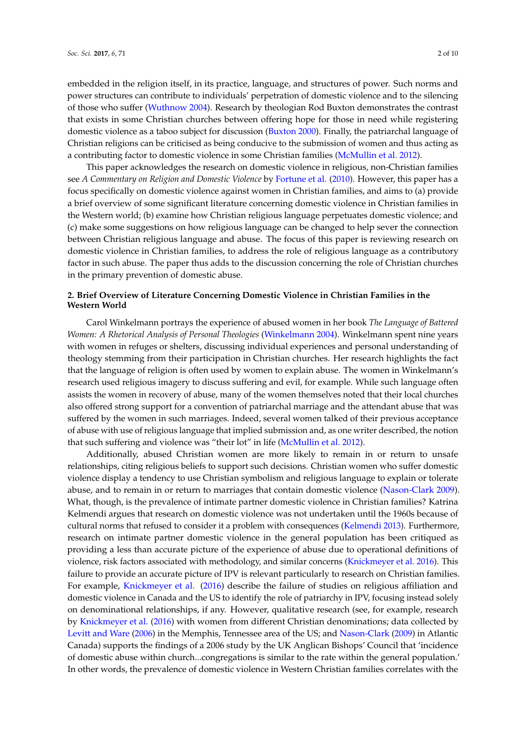embedded in the religion itself, in its practice, language, and structures of power. Such norms and power structures can contribute to individuals' perpetration of domestic violence and to the silencing of those who suffer (Wuthnow 2004). Research by theologian Rod Buxton demonstrates the contrast that exists in some Christian churches between offering hope for those in need while registering domestic violence as a taboo subject for discussion (Buxton 2000). Finally, the patriarchal language of Christian religions can be criticised as being conducive to the submission of women and thus acting as a contributing factor to domestic violence in some Christian families (McMullin et al. 2012).

This paper acknowledges the research on domestic violence in religious, non-Christian families see *A Commentary on Religion and Domestic Violence* by Fortune et al. (2010). However, this paper has a focus specifically on domestic violence against women in Christian families, and aims to (a) provide a brief overview of some significant literature concerning domestic violence in Christian families in the Western world; (b) examine how Christian religious language perpetuates domestic violence; and (c) make some suggestions on how religious language can be changed to help sever the connection between Christian religious language and abuse. The focus of this paper is reviewing research on domestic violence in Christian families, to address the role of religious language as a contributory factor in such abuse. The paper thus adds to the discussion concerning the role of Christian churches in the primary prevention of domestic abuse.

## 2. Brief Overview of Literature Concerning Domestic Violence in Christian Families in the Western World

Carol Winkelmann portrays the experience of abused women in her book *The Language of Battered Women: A Rhetorical Analysis of Personal Theologies* (Winkelmann 2004). Winkelmann spent nine years with women in refuges or shelters, discussing individual experiences and personal understanding of theology stemming from their participation in Christian churches. Her research highlights the fact that the language of religion is often used by women to explain abuse. The women in Winkelmann's research used religious imagery to discuss suffering and evil, for example. While such language often assists the women in recovery of abuse, many of the women themselves noted that their local churches also offered strong support for a convention of patriarchal marriage and the attendant abuse that was suffered by the women in such marriages. Indeed, several women talked of their previous acceptance of abuse with use of religious language that implied submission and, as one writer described, the notion that such suffering and violence was "their lot" in life (McMullin et al. 2012).

Additionally, abused Christian women are more likely to remain in or return to unsafe relationships, citing religious beliefs to support such decisions. Christian women who suffer domestic violence display a tendency to use Christian symbolism and religious language to explain or tolerate abuse, and to remain in or return to marriages that contain domestic violence (Nason-Clark 2009). What, though, is the prevalence of intimate partner domestic violence in Christian families? Katrina Kelmendi argues that research on domestic violence was not undertaken until the 1960s because of cultural norms that refused to consider it a problem with consequences (Kelmendi 2013). Furthermore, research on intimate partner domestic violence in the general population has been critiqued as providing a less than accurate picture of the experience of abuse due to operational definitions of violence, risk factors associated with methodology, and similar concerns (Knickmeyer et al. 2016). This failure to provide an accurate picture of IPV is relevant particularly to research on Christian families. For example, Knickmeyer et al. (2016) describe the failure of studies on religious affiliation and domestic violence in Canada and the US to identify the role of patriarchy in IPV, focusing instead solely on denominational relationships, if any. However, qualitative research (see, for example, research by Knickmeyer et al. (2016) with women from different Christian denominations; data collected by Levitt and Ware (2006) in the Memphis, Tennessee area of the US; and Nason-Clark (2009) in Atlantic Canada) supports the findings of a 2006 study by the UK Anglican Bishops' Council that 'incidence of domestic abuse within church...congregations is similar to the rate within the general population.' In other words, the prevalence of domestic violence in Western Christian families correlates with the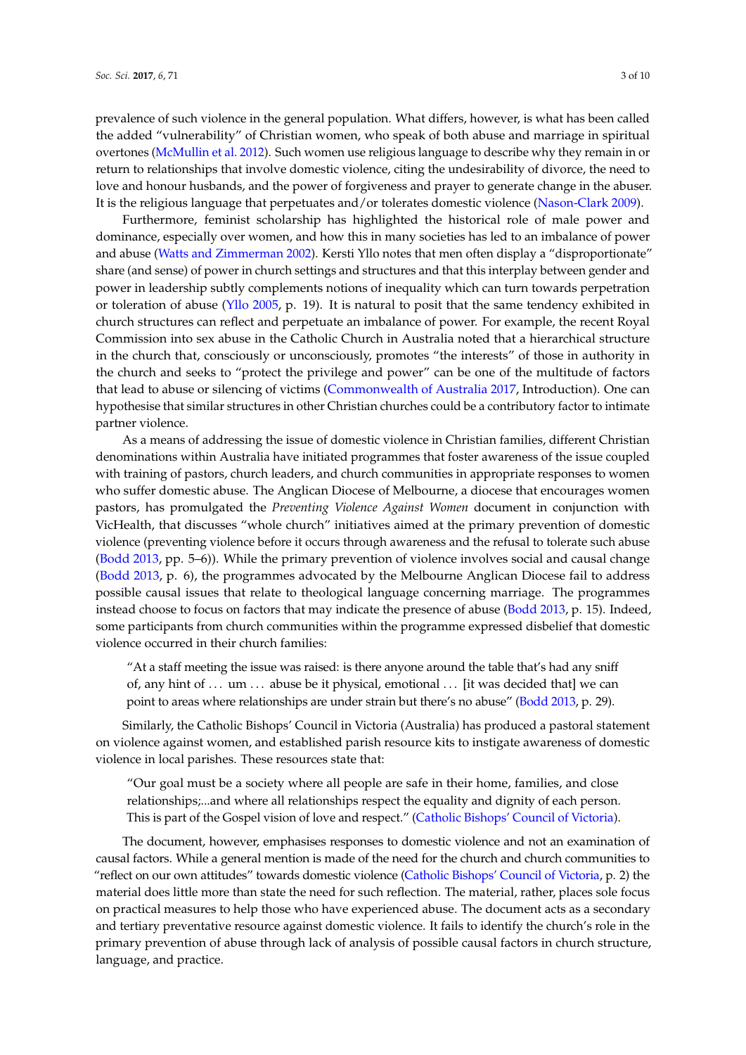prevalence of such violence in the general population. What differs, however, is what has been called the added "vulnerability" of Christian women, who speak of both abuse and marriage in spiritual overtones (McMullin et al. 2012). Such women use religious language to describe why they remain in or return to relationships that involve domestic violence, citing the undesirability of divorce, the need to love and honour husbands, and the power of forgiveness and prayer to generate change in the abuser. It is the religious language that perpetuates and/or tolerates domestic violence (Nason-Clark 2009).

Furthermore, feminist scholarship has highlighted the historical role of male power and dominance, especially over women, and how this in many societies has led to an imbalance of power and abuse (Watts and Zimmerman 2002). Kersti Yllo notes that men often display a "disproportionate" share (and sense) of power in church settings and structures and that this interplay between gender and power in leadership subtly complements notions of inequality which can turn towards perpetration or toleration of abuse (Yllo 2005, p. 19). It is natural to posit that the same tendency exhibited in church structures can reflect and perpetuate an imbalance of power. For example, the recent Royal Commission into sex abuse in the Catholic Church in Australia noted that a hierarchical structure in the church that, consciously or unconsciously, promotes "the interests" of those in authority in the church and seeks to "protect the privilege and power" can be one of the multitude of factors that lead to abuse or silencing of victims (Commonwealth of Australia 2017, Introduction). One can hypothesise that similar structures in other Christian churches could be a contributory factor to intimate partner violence.

As a means of addressing the issue of domestic violence in Christian families, different Christian denominations within Australia have initiated programmes that foster awareness of the issue coupled with training of pastors, church leaders, and church communities in appropriate responses to women who suffer domestic abuse. The Anglican Diocese of Melbourne, a diocese that encourages women pastors, has promulgated the *Preventing Violence Against Women* document in conjunction with VicHealth, that discusses "whole church" initiatives aimed at the primary prevention of domestic violence (preventing violence before it occurs through awareness and the refusal to tolerate such abuse (Bodd 2013, pp. 5–6)). While the primary prevention of violence involves social and causal change (Bodd 2013, p. 6), the programmes advocated by the Melbourne Anglican Diocese fail to address possible causal issues that relate to theological language concerning marriage. The programmes instead choose to focus on factors that may indicate the presence of abuse (Bodd 2013, p. 15). Indeed, some participants from church communities within the programme expressed disbelief that domestic violence occurred in their church families:

> "At a staff meeting the issue was raised: is there anyone around the table that's had any sniff of, any hint of ... um ... abuse be it physical, emotional ... [it was decided that] we can point to areas where relationships are under strain but there's no abuse" (Bodd 2013, p. 29).

Similarly, the Catholic Bishops' Council in Victoria (Australia) has produced a pastoral statement on violence against women, and established parish resource kits to instigate awareness of domestic violence in local parishes. These resources state that:

> "Our goal must be a society where all people are safe in their home, families, and close relationships;...and where all relationships respect the equality and dignity of each person. This is part of the Gospel vision of love and respect." (Catholic Bishops' Council of Victoria).

The document, however, emphasises responses to domestic violence and not an examination of causal factors. While a general mention is made of the need for the church and church communities to "reflect on our own attitudes" towards domestic violence (Catholic Bishops' Council of Victoria, p. 2) the material does little more than state the need for such reflection. The material, rather, places sole focus on practical measures to help those who have experienced abuse. The document acts as a secondary and tertiary preventative resource against domestic violence. It fails to identify the church's role in the primary prevention of abuse through lack of analysis of possible causal factors in church structure, language, and practice.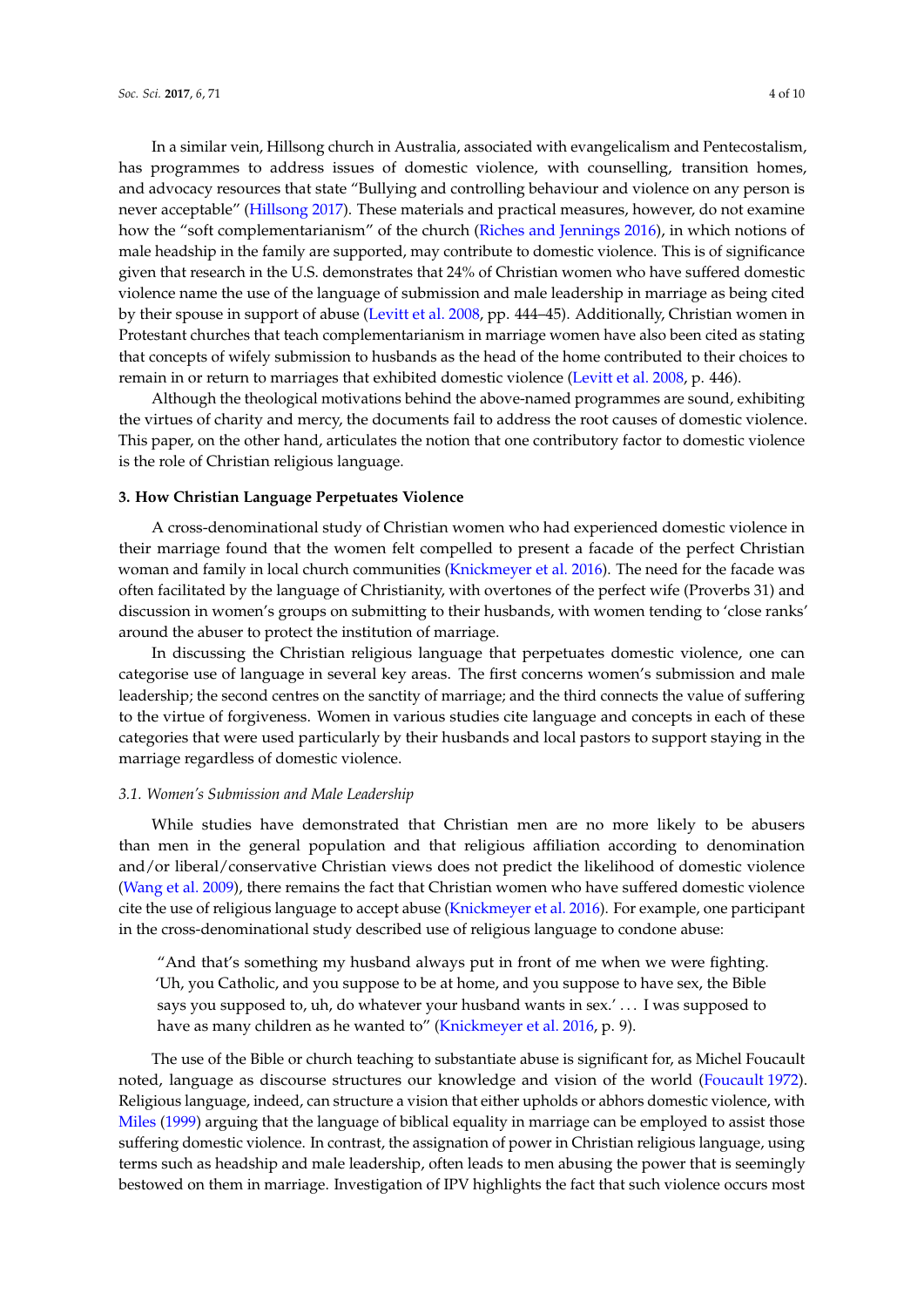In a similar vein, Hillsong church in Australia, associated with evangelicalism and Pentecostalism, has programmes to address issues of domestic violence, with counselling, transition homes, and advocacy resources that state "Bullying and controlling behaviour and violence on any person is never acceptable" (Hillsong 2017). These materials and practical measures, however, do not examine how the "soft complementarianism" of the church (Riches and Jennings 2016), in which notions of male headship in the family are supported, may contribute to domestic violence. This is of significance given that research in the U.S. demonstrates that 24% of Christian women who have suffered domestic violence name the use of the language of submission and male leadership in marriage as being cited by their spouse in support of abuse (Levitt et al. 2008, pp. 444–45). Additionally, Christian women in Protestant churches that teach complementarianism in marriage women have also been cited as stating that concepts of wifely submission to husbands as the head of the home contributed to their choices to remain in or return to marriages that exhibited domestic violence (Levitt et al. 2008, p. 446).

Although the theological motivations behind the above-named programmes are sound, exhibiting the virtues of charity and mercy, the documents fail to address the root causes of domestic violence. This paper, on the other hand, articulates the notion that one contributory factor to domestic violence is the role of Christian religious language.

## 3. How Christian Language Perpetuates Violence

A cross-denominational study of Christian women who had experienced domestic violence in their marriage found that the women felt compelled to present a facade of the perfect Christian woman and family in local church communities (Knickmeyer et al. 2016). The need for the facade was often facilitated by the language of Christianity, with overtones of the perfect wife (Proverbs 31) and discussion in women's groups on submitting to their husbands, with women tending to 'close ranks' around the abuser to protect the institution of marriage.

In discussing the Christian religious language that perpetuates domestic violence, one can categorise use of language in several key areas. The first concerns women's submission and male leadership; the second centres on the sanctity of marriage; and the third connects the value of suffering to the virtue of forgiveness. Women in various studies cite language and concepts in each of these categories that were used particularly by their husbands and local pastors to support staying in the marriage regardless of domestic violence.

### *3.1. Women's Submission and Male Leadership*

While studies have demonstrated that Christian men are no more likely to be abusers than men in the general population and that religious affiliation according to denomination and/or liberal/conservative Christian views does not predict the likelihood of domestic violence (Wang et al. 2009), there remains the fact that Christian women who have suffered domestic violence cite the use of religious language to accept abuse (Knickmeyer et al. 2016). For example, one participant in the cross-denominational study described use of religious language to condone abuse:

> "And that's something my husband always put in front of me when we were fighting. 'Uh, you Catholic, and you suppose to be at home, and you suppose to have sex, the Bible says you supposed to, uh, do whatever your husband wants in sex.' ... I was supposed to have as many children as he wanted to" (Knickmeyer et al. 2016, p. 9).

The use of the Bible or church teaching to substantiate abuse is significant for, as Michel Foucault noted, language as discourse structures our knowledge and vision of the world (Foucault 1972). Religious language, indeed, can structure a vision that either upholds or abhors domestic violence, with Miles (1999) arguing that the language of biblical equality in marriage can be employed to assist those suffering domestic violence. In contrast, the assignation of power in Christian religious language, using terms such as headship and male leadership, often leads to men abusing the power that is seemingly bestowed on them in marriage. Investigation of IPV highlights the fact that such violence occurs most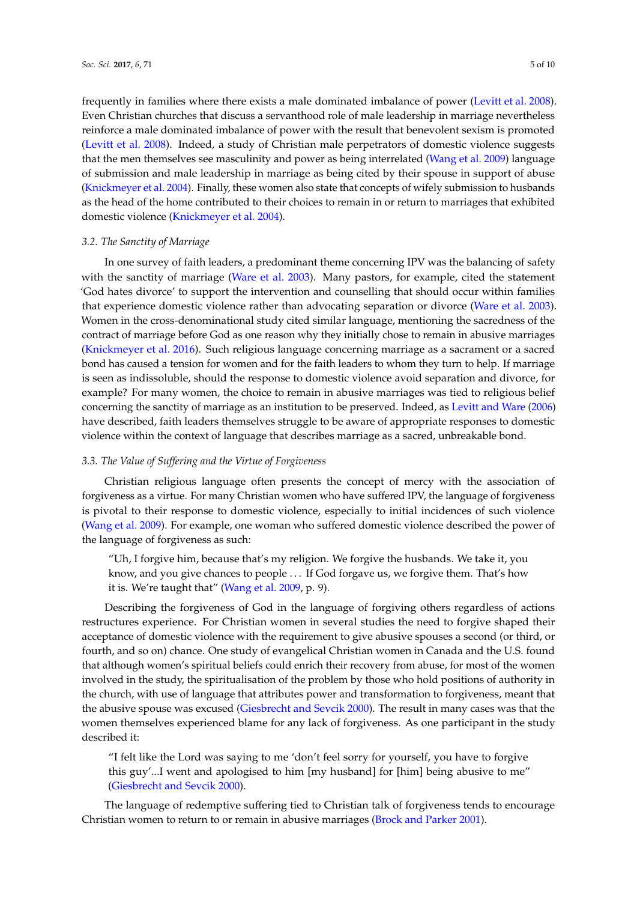frequently in families where there exists a male dominated imbalance of power (Levitt et al. 2008). Even Christian churches that discuss a servanthood role of male leadership in marriage nevertheless reinforce a male dominated imbalance of power with the result that benevolent sexism is promoted (Levitt et al. 2008). Indeed, a study of Christian male perpetrators of domestic violence suggests that the men themselves see masculinity and power as being interrelated (Wang et al. 2009) language of submission and male leadership in marriage as being cited by their spouse in support of abuse (Knickmeyer et al. 2004). Finally, these women also state that concepts of wifely submission to husbands as the head of the home contributed to their choices to remain in or return to marriages that exhibited domestic violence (Knickmeyer et al. 2004).

### *3.2. The Sanctity of Marriage*

In one survey of faith leaders, a predominant theme concerning IPV was the balancing of safety with the sanctity of marriage (Ware et al. 2003). Many pastors, for example, cited the statement 'God hates divorce' to support the intervention and counselling that should occur within families that experience domestic violence rather than advocating separation or divorce (Ware et al. 2003). Women in the cross-denominational study cited similar language, mentioning the sacredness of the contract of marriage before God as one reason why they initially chose to remain in abusive marriages (Knickmeyer et al. 2016). Such religious language concerning marriage as a sacrament or a sacred bond has caused a tension for women and for the faith leaders to whom they turn to help. If marriage is seen as indissoluble, should the response to domestic violence avoid separation and divorce, for example? For many women, the choice to remain in abusive marriages was tied to religious belief concerning the sanctity of marriage as an institution to be preserved. Indeed, as Levitt and Ware (2006) have described, faith leaders themselves struggle to be aware of appropriate responses to domestic violence within the context of language that describes marriage as a sacred, unbreakable bond.

### *3.3. The Value of Suffering and the Virtue of Forgiveness*

Christian religious language often presents the concept of mercy with the association of forgiveness as a virtue. For many Christian women who have suffered IPV, the language of forgiveness is pivotal to their response to domestic violence, especially to initial incidences of such violence (Wang et al. 2009). For example, one woman who suffered domestic violence described the power of the language of forgiveness as such:

> "Uh, I forgive him, because that's my religion. We forgive the husbands. We take it, you know, and you give chances to people . . . If God forgave us, we forgive them. That's how it is. We're taught that" (Wang et al. 2009, p. 9).

Describing the forgiveness of God in the language of forgiving others regardless of actions restructures experience. For Christian women in several studies the need to forgive shaped their acceptance of domestic violence with the requirement to give abusive spouses a second (or third, or fourth, and so on) chance. One study of evangelical Christian women in Canada and the U.S. found that although women's spiritual beliefs could enrich their recovery from abuse, for most of the women involved in the study, the spiritualisation of the problem by those who hold positions of authority in the church, with use of language that attributes power and transformation to forgiveness, meant that the abusive spouse was excused (Giesbrecht and Sevcik 2000). The result in many cases was that the women themselves experienced blame for any lack of forgiveness. As one participant in the study described it:

> "I felt like the Lord was saying to me 'don't feel sorry for yourself, you have to forgive this guy'...I went and apologised to him [my husband] for [him] being abusive to me" (Giesbrecht and Sevcik 2000).

The language of redemptive suffering tied to Christian talk of forgiveness tends to encourage Christian women to return to or remain in abusive marriages (Brock and Parker 2001).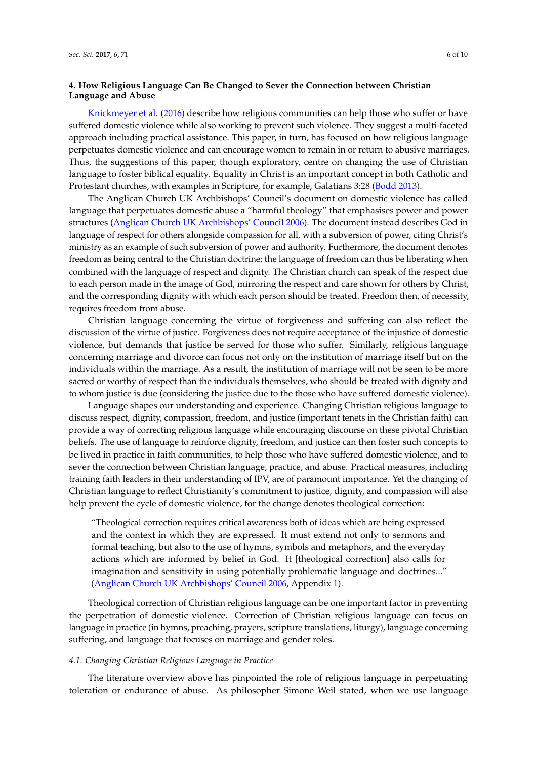### 4. How Religious Language Can Be Changed to Sever the Connection between Christian Language and Abuse

Knickmeyer et al. (2016) describe how religious communities can help those who suffer or have suffered domestic violence while also working to prevent such violence. They suggest a multi-faceted approach including practical assistance. This paper, in turn, has focused on how religious language perpetuates domestic violence and can encourage women to remain in or return to abusive marriages. Thus, the suggestions of this paper, though exploratory, centre on changing the use of Christian language to foster biblical equality. Equality in Christ is an important concept in both Catholic and Protestant churches, with examples in Scripture, for example, Galatians 3:28 (Bodd 2013).

The Anglican Church UK Archbishops' Council's document on domestic violence has called language that perpetuates domestic abuse a "harmful theology" that emphasises power and power structures (Anglican Church UK Archbishops' Council 2006). The document instead describes God in language of respect for others alongside compassion for all, with a subversion of power, citing Christ's ministry as an example of such subversion of power and authority. Furthermore, the document denotes freedom as being central to the Christian doctrine; the language of freedom can thus be liberating when combined with the language of respect and dignity. The Christian church can speak of the respect due to each person made in the image of God, mirroring the respect and care shown for others by Christ, and the corresponding dignity with which each person should be treated. Freedom then, of necessity, requires freedom from abuse.

Christian language concerning the virtue of forgiveness and suffering can also reflect the discussion of the virtue of justice. Forgiveness does not require acceptance of the injustice of domestic violence, but demands that justice be served for those who suffer. Similarly, religious language concerning marriage and divorce can focus not only on the institution of marriage itself but on the individuals within the marriage. As a result, the institution of marriage will not be seen to be more sacred or worthy of respect than the individuals themselves, who should be treated with dignity and to whom justice is due (considering the justice due to the those who have suffered domestic violence).

Language shapes our understanding and experience. Changing Christian religious language to discuss respect, dignity, compassion, freedom, and justice (important tenets in the Christian faith) can provide a way of correcting religious language while encouraging discourse on these pivotal Christian beliefs. The use of language to reinforce dignity, freedom, and justice can then foster such concepts to be lived in practice in faith communities, to help those who have suffered domestic violence, and to sever the connection between Christian language, practice, and abuse. Practical measures, including training faith leaders in their understanding of IPV, are of paramount importance. Yet the changing of Christian language to reflect Christianity's commitment to justice, dignity, and compassion will also help prevent the cycle of domestic violence, for the change denotes theological correction:

> "Theological correction requires critical awareness both of ideas which are being expressed and the context in which they are expressed. It must extend not only to sermons and formal teaching, but also to the use of hymns, symbols and metaphors, and the everyday actions which are informed by belief in God. It [theological correction] also calls for imagination and sensitivity in using potentially problematic language and doctrines..." (Anglican Church UK Archbishops' Council 2006, Appendix 1).

Theological correction of Christian religious language can be one important factor in preventing the perpetration of domestic violence. Correction of Christian religious language can focus on language in practice (in hymns, preaching, prayers, scripture translations, liturgy), language concerning suffering, and language that focuses on marriage and gender roles.

#### *4.1. Changing Christian Religious Language in Practice*

The literature overview above has pinpointed the role of religious language in perpetuating toleration or endurance of abuse. As philosopher Simone Weil stated, when we use language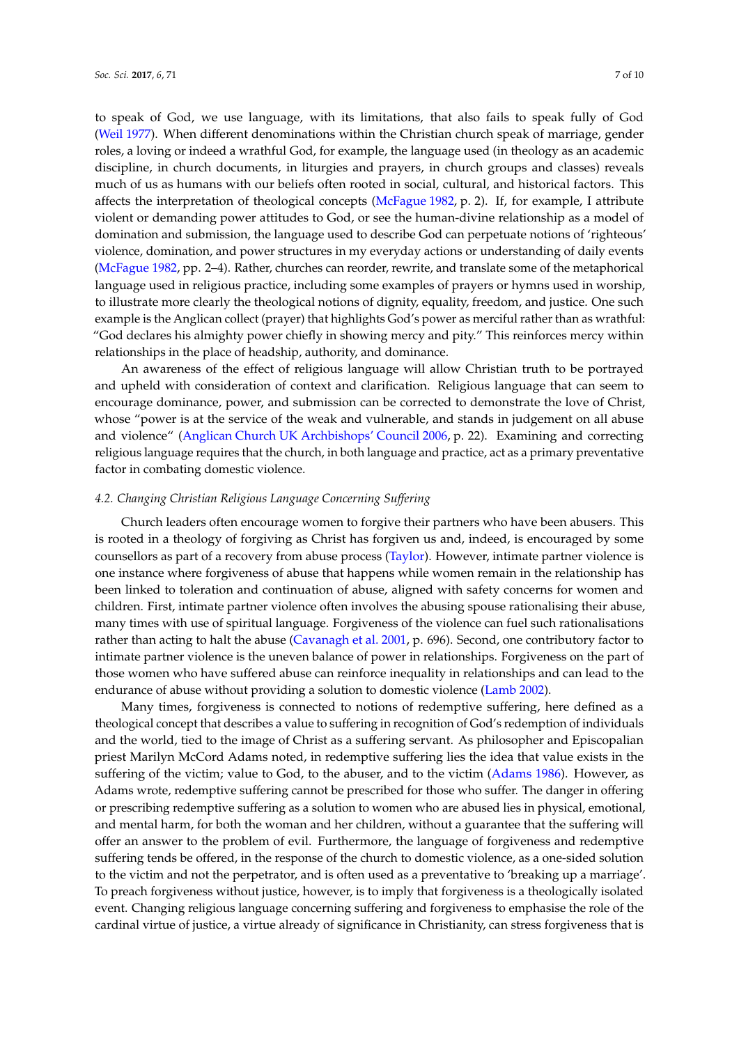to speak of God, we use language, with its limitations, that also fails to speak fully of God (Weil 1977). When different denominations within the Christian church speak of marriage, gender roles, a loving or indeed a wrathful God, for example, the language used (in theology as an academic discipline, in church documents, in liturgies and prayers, in church groups and classes) reveals much of us as humans with our beliefs often rooted in social, cultural, and historical factors. This affects the interpretation of theological concepts (McFague 1982, p. 2). If, for example, I attribute violent or demanding power attitudes to God, or see the human-divine relationship as a model of domination and submission, the language used to describe God can perpetuate notions of 'righteous' violence, domination, and power structures in my everyday actions or understanding of daily events (McFague 1982, pp. 2–4). Rather, churches can reorder, rewrite, and translate some of the metaphorical language used in religious practice, including some examples of prayers or hymns used in worship, to illustrate more clearly the theological notions of dignity, equality, freedom, and justice. One such example is the Anglican collect (prayer) that highlights God's power as merciful rather than as wrathful: "God declares his almighty power chiefly in showing mercy and pity." This reinforces mercy within relationships in the place of headship, authority, and dominance.

An awareness of the effect of religious language will allow Christian truth to be portrayed and upheld with consideration of context and clarification. Religious language that can seem to encourage dominance, power, and submission can be corrected to demonstrate the love of Christ, whose "power is at the service of the weak and vulnerable, and stands in judgement on all abuse and violence" (Anglican Church UK Archbishops' Council 2006, p. 22). Examining and correcting religious language requires that the church, in both language and practice, act as a primary preventative factor in combating domestic violence.

### 4.2. Changing Christian Religious Language Concerning Suffering

Church leaders often encourage women to forgive their partners who have been abusers. This is rooted in a theology of forgiving as Christ has forgiven us and, indeed, is encouraged by some counsellors as part of a recovery from abuse process (Taylor). However, intimate partner violence is one instance where forgiveness of abuse that happens while women remain in the relationship has been linked to toleration and continuation of abuse, aligned with safety concerns for women and children. First, intimate partner violence often involves the abusing spouse rationalising their abuse, many times with use of spiritual language. Forgiveness of the violence can fuel such rationalisations rather than acting to halt the abuse (Cavanagh et al. 2001, p. 696). Second, one contributory factor to intimate partner violence is the uneven balance of power in relationships. Forgiveness on the part of those women who have suffered abuse can reinforce inequality in relationships and can lead to the endurance of abuse without providing a solution to domestic violence (Lamb 2002).

Many times, forgiveness is connected to notions of redemptive suffering, here defined as a theological concept that describes a value to suffering in recognition of God's redemption of individuals and the world, tied to the image of Christ as a suffering servant. As philosopher and Episcopalian priest Marilyn McCord Adams noted, in redemptive suffering lies the idea that value exists in the suffering of the victim; value to God, to the abuser, and to the victim (Adams 1986). However, as Adams wrote, redemptive suffering cannot be prescribed for those who suffer. The danger in offering or prescribing redemptive suffering as a solution to women who are abused lies in physical, emotional, and mental harm, for both the woman and her children, without a guarantee that the suffering will offer an answer to the problem of evil. Furthermore, the language of forgiveness and redemptive suffering tends be offered, in the response of the church to domestic violence, as a one-sided solution to the victim and not the perpetrator, and is often used as a preventative to 'breaking up a marriage'. To preach forgiveness without justice, however, is to imply that forgiveness is a theologically isolated event. Changing religious language concerning suffering and forgiveness to emphasise the role of the cardinal virtue of justice, a virtue already of significance in Christianity, can stress forgiveness that is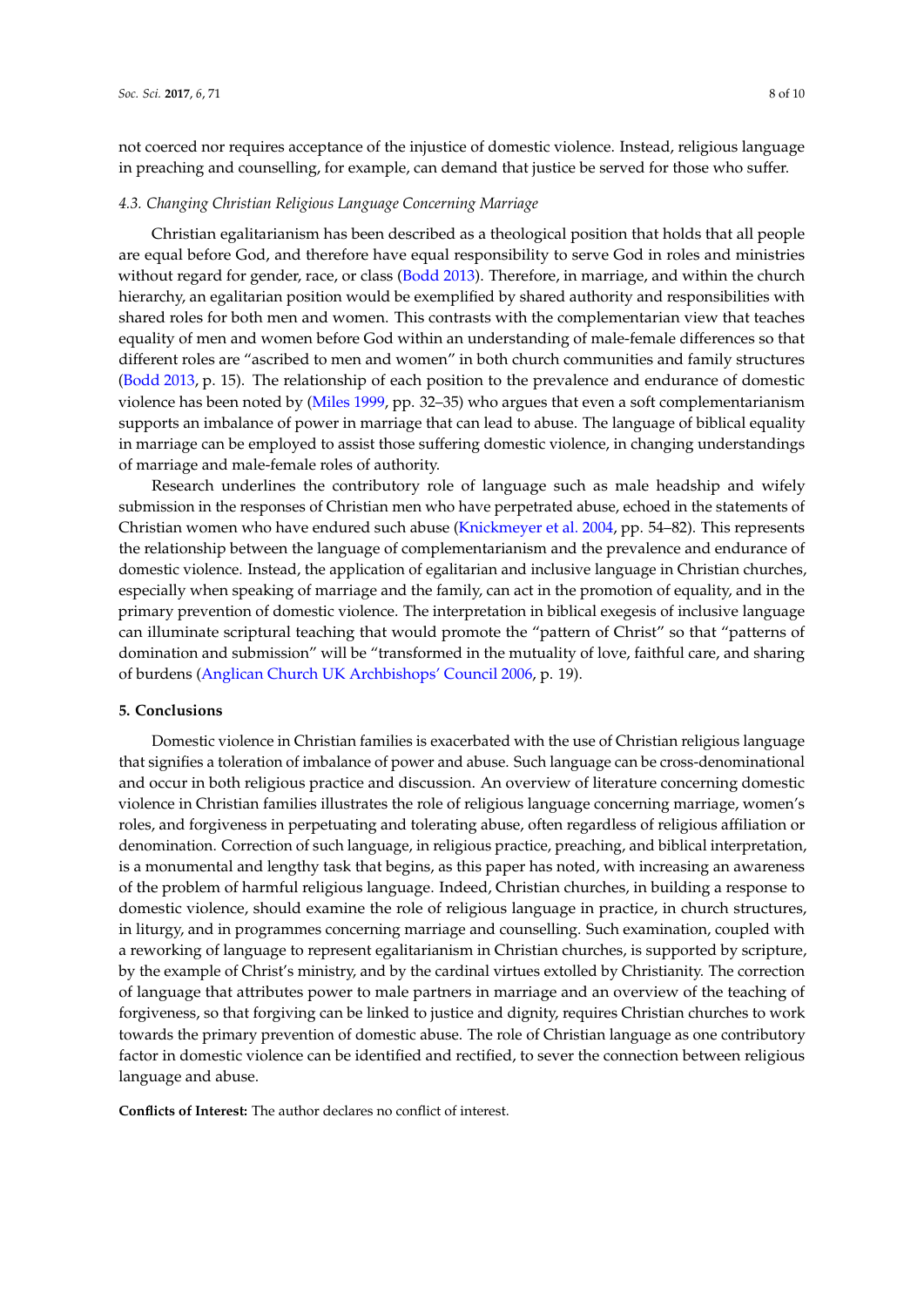not coerced nor requires acceptance of the injustice of domestic violence. Instead, religious language in preaching and counselling, for example, can demand that justice be served for those who suffer.

### *4.3. Changing Christian Religious Language Concerning Marriage*

Christian egalitarianism has been described as a theological position that holds that all people are equal before God, and therefore have equal responsibility to serve God in roles and ministries without regard for gender, race, or class (Bodd 2013). Therefore, in marriage, and within the church hierarchy, an egalitarian position would be exemplified by shared authority and responsibilities with shared roles for both men and women. This contrasts with the complementarian view that teaches equality of men and women before God within an understanding of male-female differences so that different roles are "ascribed to men and women" in both church communities and family structures (Bodd 2013, p. 15). The relationship of each position to the prevalence and endurance of domestic violence has been noted by (Miles 1999, pp. 32–35) who argues that even a soft complementarianism supports an imbalance of power in marriage that can lead to abuse. The language of biblical equality in marriage can be employed to assist those suffering domestic violence, in changing understandings of marriage and male-female roles of authority.

Research underlines the contributory role of language such as male headship and wifely submission in the responses of Christian men who have perpetrated abuse, echoed in the statements of Christian women who have endured such abuse (Knickmeyer et al. 2004, pp. 54–82). This represents the relationship between the language of complementarianism and the prevalence and endurance of domestic violence. Instead, the application of egalitarian and inclusive language in Christian churches, especially when speaking of marriage and the family, can act in the promotion of equality, and in the primary prevention of domestic violence. The interpretation in biblical exegesis of inclusive language can illuminate scriptural teaching that would promote the "pattern of Christ" so that "patterns of domination and submission" will be "transformed in the mutuality of love, faithful care, and sharing of burdens (Anglican Church UK Archbishops' Council 2006, p. 19).

## 5. Conclusions

Domestic violence in Christian families is exacerbated with the use of Christian religious language that signifies a toleration of imbalance of power and abuse. Such language can be cross-denominational and occur in both religious practice and discussion. An overview of literature concerning domestic violence in Christian families illustrates the role of religious language concerning marriage, women's roles, and forgiveness in perpetuating and tolerating abuse, often regardless of religious affiliation or denomination. Correction of such language, in religious practice, preaching, and biblical interpretation, is a monumental and lengthy task that begins, as this paper has noted, with increasing an awareness of the problem of harmful religious language. Indeed, Christian churches, in building a response to domestic violence, should examine the role of religious language in practice, in church structures, in liturgy, and in programmes concerning marriage and counselling. Such examination, coupled with a reworking of language to represent egalitarianism in Christian churches, is supported by scripture, by the example of Christ's ministry, and by the cardinal virtues extolled by Christianity. The correction of language that attributes power to male partners in marriage and an overview of the teaching of forgiveness, so that forgiving can be linked to justice and dignity, requires Christian churches to work towards the primary prevention of domestic abuse. The role of Christian language as one contributory factor in domestic violence can be identified and rectified, to sever the connection between religious language and abuse.

**Conflicts of Interest:** The author declares no conflict of interest.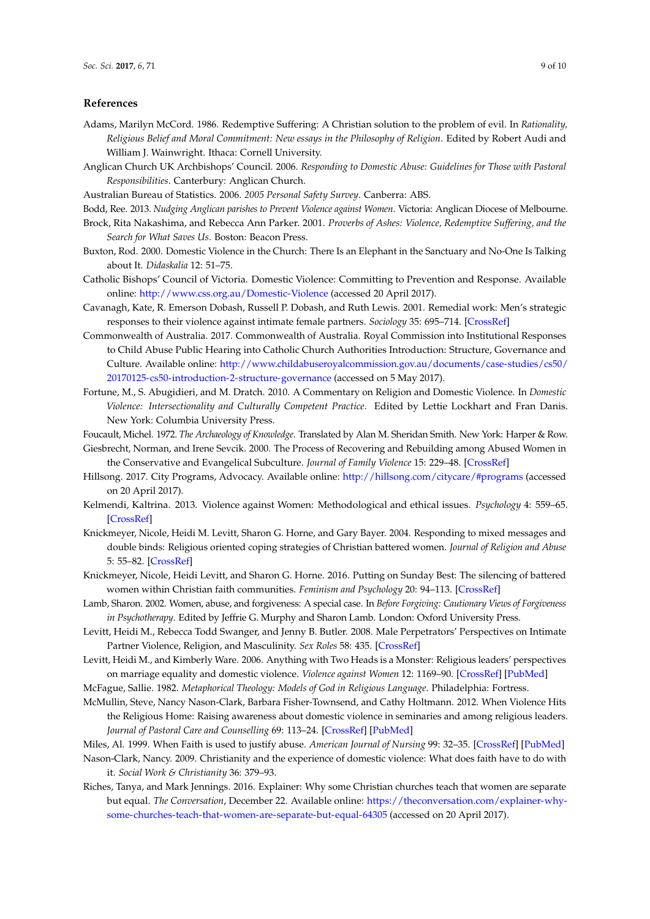## References

Adams, Marilyn McCord. 1986. Redemptive Suffering: A Christian solution to the problem of evil. In *Rationality, Religious Belief and Moral Commitment: New essays in the Philosophy of Religion*. Edited by Robert Audi and William J. Wainwright. Ithaca: Cornell University.

Anglican Church UK Archbishops' Council. 2006. *Responding to Domestic Abuse: Guidelines for Those with Pastoral Responsibilities*. Canterbury: Anglican Church.

Australian Bureau of Statistics. 2006. *2005 Personal Safety Survey*. Canberra: ABS.

Bodd, Ree. 2013. *Nudging Anglican parishes to Prevent Violence against Women*. Victoria: Anglican Diocese of Melbourne.

Brock, Rita Nakashima, and Rebecca Ann Parker. 2001. *Proverbs of Ashes: Violence, Redemptive Suffering, and the Search for What Saves Us*. Boston: Beacon Press.

Buxton, Rod. 2000. Domestic Violence in the Church: There Is an Elephant in the Sanctuary and No-One Is Talking about It. *Didaskalia* 12: 51–75.

Catholic Bishops' Council of Victoria. Domestic Violence: Committing to Prevention and Response. Available online: http://www.css.org.au/Domestic-Violence (accessed 20 April 2017).

Cavanagh, Kate, R. Emerson Dobash, Russell P. Dobash, and Ruth Lewis. 2001. Remedial work: Men's strategic responses to their violence against intimate female partners. *Sociology* 35: 695–714. [CrossRef]

Commonwealth of Australia. 2017. Commonwealth of Australia. Royal Commission into Institutional Responses to Child Abuse Public Hearing into Catholic Church Authorities Introduction: Structure, Governance and Culture. Available online: http://www.childabuseroyalcommission.gov.au/documents/case-studies/cs50/20170125-cs50-introduction-2-structure-governance (accessed on 5 May 2017).

Fortune, M., S. Abugidieri, and M. Dratch. 2010. A Commentary on Religion and Domestic Violence. In *Domestic Violence: Intersectionality and Culturally Competent Practice*. Edited by Lettie Lockhart and Fran Danis. New York: Columbia University Press.

Foucault, Michel. 1972. *The Archaeology of Knowledge*. Translated by Alan M. Sheridan Smith. New York: Harper & Row.

Giesbrecht, Norman, and Irene Sevcik. 2000. The Process of Recovering and Rebuilding among Abused Women in the Conservative and Evangelical Subculture. *Journal of Family Violence* 15: 229–48. [CrossRef]

Hillsong. 2017. City Programs, Advocacy. Available online: http://hillsong.com/citycare/#programs (accessed on 20 April 2017).

Kelmendi, Kaltrina. 2013. Violence against Women: Methodological and ethical issues. *Psychology* 4: 559–65. [CrossRef]

Knickmeyer, Nicole, Heidi M. Levitt, Sharon G. Horne, and Gary Bayer. 2004. Responding to mixed messages and double binds: Religious oriented coping strategies of Christian battered women. *Journal of Religion and Abuse* 5: 55–82. [CrossRef]

Knickmeyer, Nicole, Heidi Levitt, and Sharon G. Horne. 2016. Putting on Sunday Best: The silencing of battered women within Christian faith communities. *Feminism and Psychology* 20: 94–113. [CrossRef]

Lamb, Sharon. 2002. Women, abuse, and forgiveness: A special case. In *Before Forgiving: Cautionary Views of Forgiveness in Psychotherapy*. Edited by Jeffrie G. Murphy and Sharon Lamb. London: Oxford University Press.

Levitt, Heidi M., Rebecca Todd Swanger, and Jenny B. Butler. 2008. Male Perpetrators' Perspectives on Intimate Partner Violence, Religion, and Masculinity. *Sex Roles* 58: 435. [CrossRef]

Levitt, Heidi M., and Kimberly Ware. 2006. Anything with Two Heads is a Monster: Religious leaders' perspectives on marriage equality and domestic violence. *Violence against Women* 12: 1169–90. [CrossRef] [PubMed]

McFague, Sallie. 1982. *Metaphorical Theology: Models of God in Religious Language*. Philadelphia: Fortress.

McMullin, Steve, Nancy Nason-Clark, Barbara Fisher-Townsend, and Cathy Holtmann. 2012. When Violence Hits the Religious Home: Raising awareness about domestic violence in seminaries and among religious leaders. *Journal of Pastoral Care and Counselling* 69: 113–24. [CrossRef] [PubMed]

Miles, Al. 1999. When Faith is used to justify abuse. *American Journal of Nursing* 99: 32–35. [CrossRef] [PubMed]

Nason-Clark, Nancy. 2009. Christianity and the experience of domestic violence: What does faith have to do with it. *Social Work & Christianity* 36: 379–93.

Riches, Tanya, and Mark Jennings. 2016. Explainer: Why some Christian churches teach that women are separate but equal. *The Conversation*, December 22. Available online: https://theconversation.com/explainer-why-some-churches-teach-that-women-are-separate-but-equal-64305 (accessed on 20 April 2017).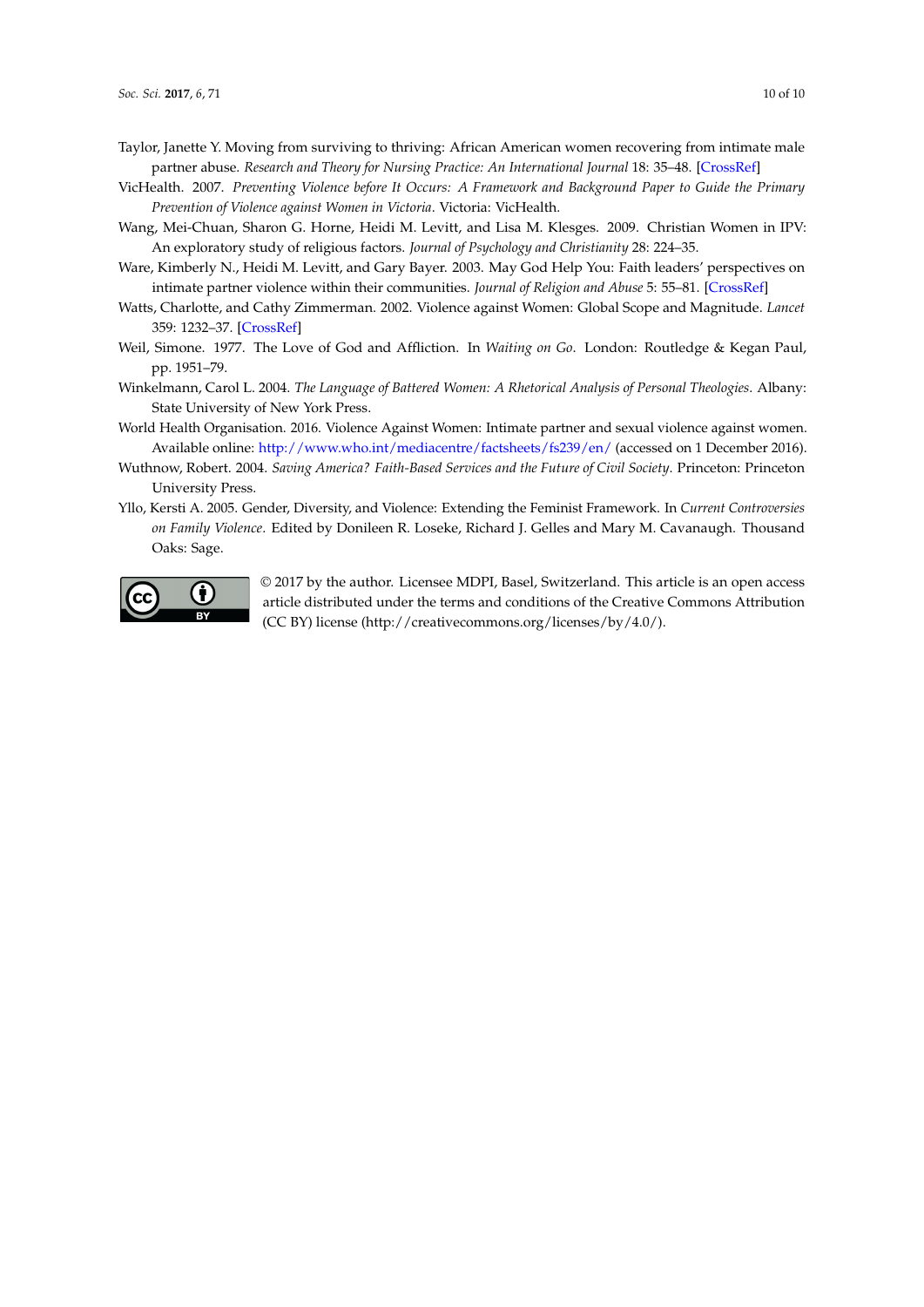Taylor, Janette Y. Moving from surviving to thriving: African American women recovering from intimate male partner abuse. *Research and Theory for Nursing Practice: An International Journal* 18: 35–48. [CrossRef]

VicHealth. 2007. *Preventing Violence before It Occurs: A Framework and Background Paper to Guide the Primary Prevention of Violence against Women in Victoria*. Victoria: VicHealth.

Wang, Mei-Chuan, Sharon G. Horne, Heidi M. Levitt, and Lisa M. Klesges. 2009. Christian Women in IPV: An exploratory study of religious factors. *Journal of Psychology and Christianity* 28: 224–35.

Ware, Kimberly N., Heidi M. Levitt, and Gary Bayer. 2003. May God Help You: Faith leaders' perspectives on intimate partner violence within their communities. *Journal of Religion and Abuse* 5: 55–81. [CrossRef]

Watts, Charlotte, and Cathy Zimmerman. 2002. Violence against Women: Global Scope and Magnitude. *Lancet* 359: 1232–37. [CrossRef]

Weil, Simone. 1977. The Love of God and Affliction. In *Waiting on Go*. London: Routledge & Kegan Paul, pp. 1951–79.

Winkelmann, Carol L. 2004. *The Language of Battered Women: A Rhetorical Analysis of Personal Theologies*. Albany: State University of New York Press.

World Health Organisation. 2016. Violence Against Women: Intimate partner and sexual violence against women. Available online: http://www.who.int/mediacentre/factsheets/fs239/en/ (accessed on 1 December 2016).

Wuthnow, Robert. 2004. *Saving America? Faith-Based Services and the Future of Civil Society*. Princeton: Princeton University Press.

Yllo, Kersti A. 2005. Gender, Diversity, and Violence: Extending the Feminist Framework. In *Current Controversies on Family Violence*. Edited by Donileen R. Loseke, Richard J. Gelles and Mary M. Cavanaugh. Thousand Oaks: Sage.

© 2017 by the author. Licensee MDPI, Basel, Switzerland. This article is an open access article distributed under the terms and conditions of the Creative Commons Attribution (CC BY) license (http://creativecommons.org/licenses/by/4.0/).